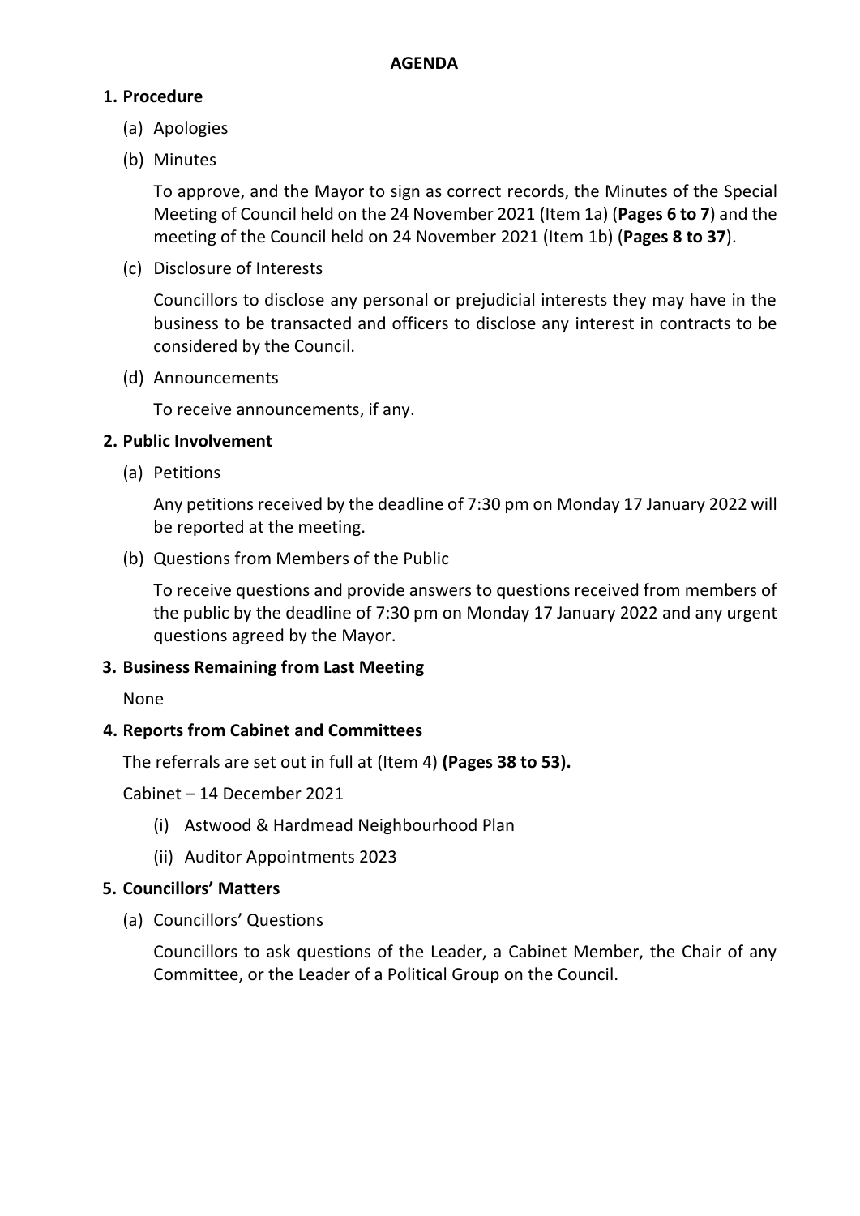# AGENDA

## 1. Procedure

(a) Apologies

(b) Minutes

To approve, and the Mayor to sign as correct records, the Minutes of the Special Meeting of Council held on the 24 November 2021 (Item 1a) (**Pages 6 to 7**) and the meeting of the Council held on 24 November 2021 (Item 1b) (**Pages 8 to 37**).

(c) Disclosure of Interests

Councillors to disclose any personal or prejudicial interests they may have in the business to be transacted and officers to disclose any interest in contracts to be considered by the Council.

(d) Announcements

To receive announcements, if any.

## 2. Public Involvement

(a) Petitions

Any petitions received by the deadline of 7:30 pm on Monday 17 January 2022 will be reported at the meeting.

(b) Questions from Members of the Public

To receive questions and provide answers to questions received from members of the public by the deadline of 7:30 pm on Monday 17 January 2022 and any urgent questions agreed by the Mayor.

## 3. Business Remaining from Last Meeting

None

## 4. Reports from Cabinet and Committees

The referrals are set out in full at (Item 4) **(Pages 38 to 53).**

Cabinet – 14 December 2021

(i) Astwood & Hardmead Neighbourhood Plan

(ii) Auditor Appointments 2023

## 5. Councillors' Matters

(a) Councillors' Questions

Councillors to ask questions of the Leader, a Cabinet Member, the Chair of any Committee, or the Leader of a Political Group on the Council.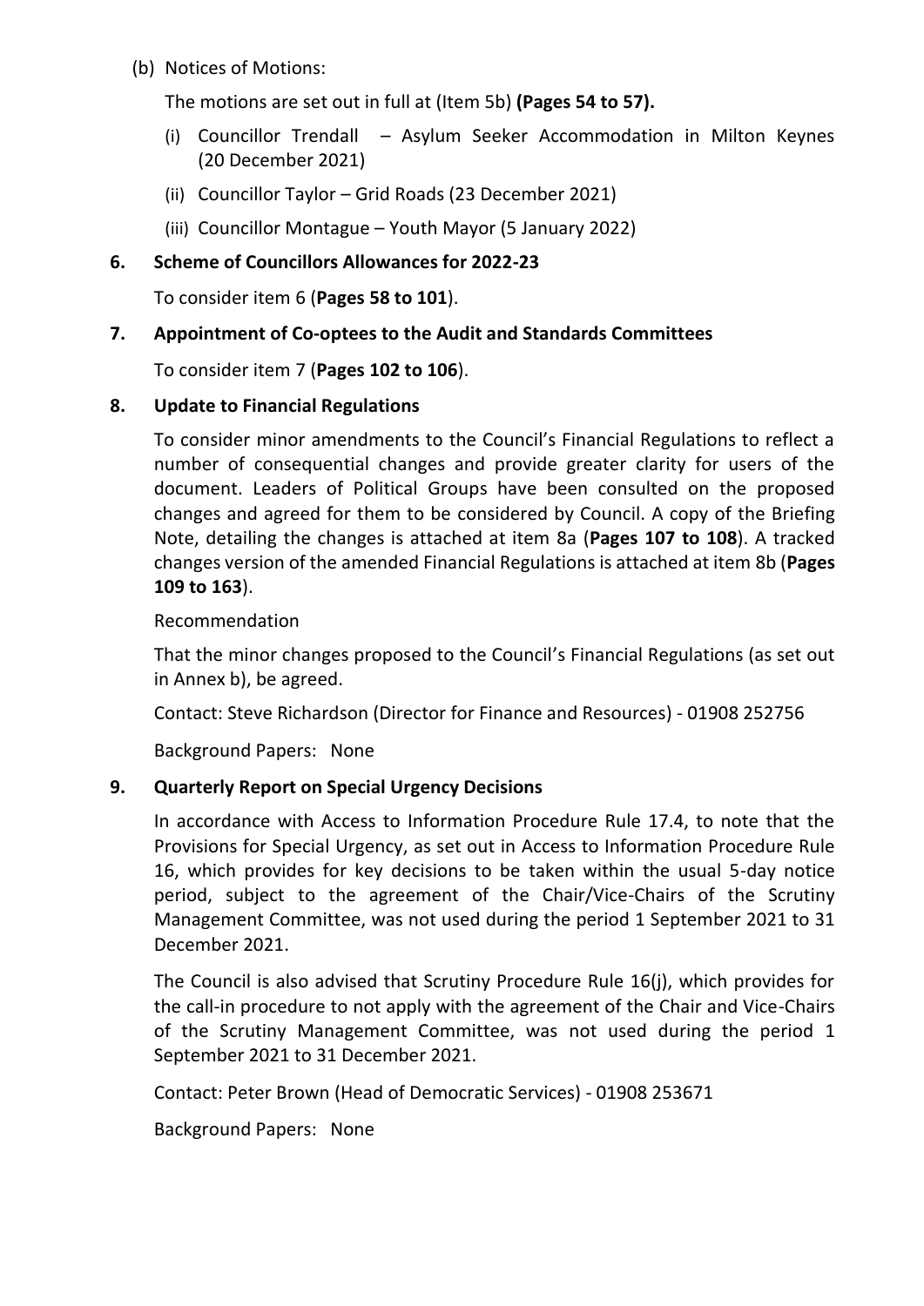(b) Notices of Motions:

The motions are set out in full at (Item 5b) **(Pages 54 to 57).**

(i) Councillor Trendall – Asylum Seeker Accommodation in Milton Keynes (20 December 2021)

(ii) Councillor Taylor – Grid Roads (23 December 2021)

(iii) Councillor Montague – Youth Mayor (5 January 2022)

**6. Scheme of Councillors Allowances for 2022-23**

To consider item 6 (**Pages 58 to 101**).

**7. Appointment of Co-optees to the Audit and Standards Committees**

To consider item 7 (**Pages 102 to 106**).

**8. Update to Financial Regulations**

To consider minor amendments to the Council's Financial Regulations to reflect a number of consequential changes and provide greater clarity for users of the document. Leaders of Political Groups have been consulted on the proposed changes and agreed for them to be considered by Council. A copy of the Briefing Note, detailing the changes is attached at item 8a (**Pages 107 to 108**). A tracked changes version of the amended Financial Regulations is attached at item 8b (**Pages 109 to 163**).

Recommendation

That the minor changes proposed to the Council's Financial Regulations (as set out in Annex b), be agreed.

Contact: Steve Richardson (Director for Finance and Resources) - 01908 252756

Background Papers: None

**9. Quarterly Report on Special Urgency Decisions**

In accordance with Access to Information Procedure Rule 17.4, to note that the Provisions for Special Urgency, as set out in Access to Information Procedure Rule 16, which provides for key decisions to be taken within the usual 5-day notice period, subject to the agreement of the Chair/Vice-Chairs of the Scrutiny Management Committee, was not used during the period 1 September 2021 to 31 December 2021.

The Council is also advised that Scrutiny Procedure Rule 16(j), which provides for the call-in procedure to not apply with the agreement of the Chair and Vice-Chairs of the Scrutiny Management Committee, was not used during the period 1 September 2021 to 31 December 2021.

Contact: Peter Brown (Head of Democratic Services) - 01908 253671

Background Papers: None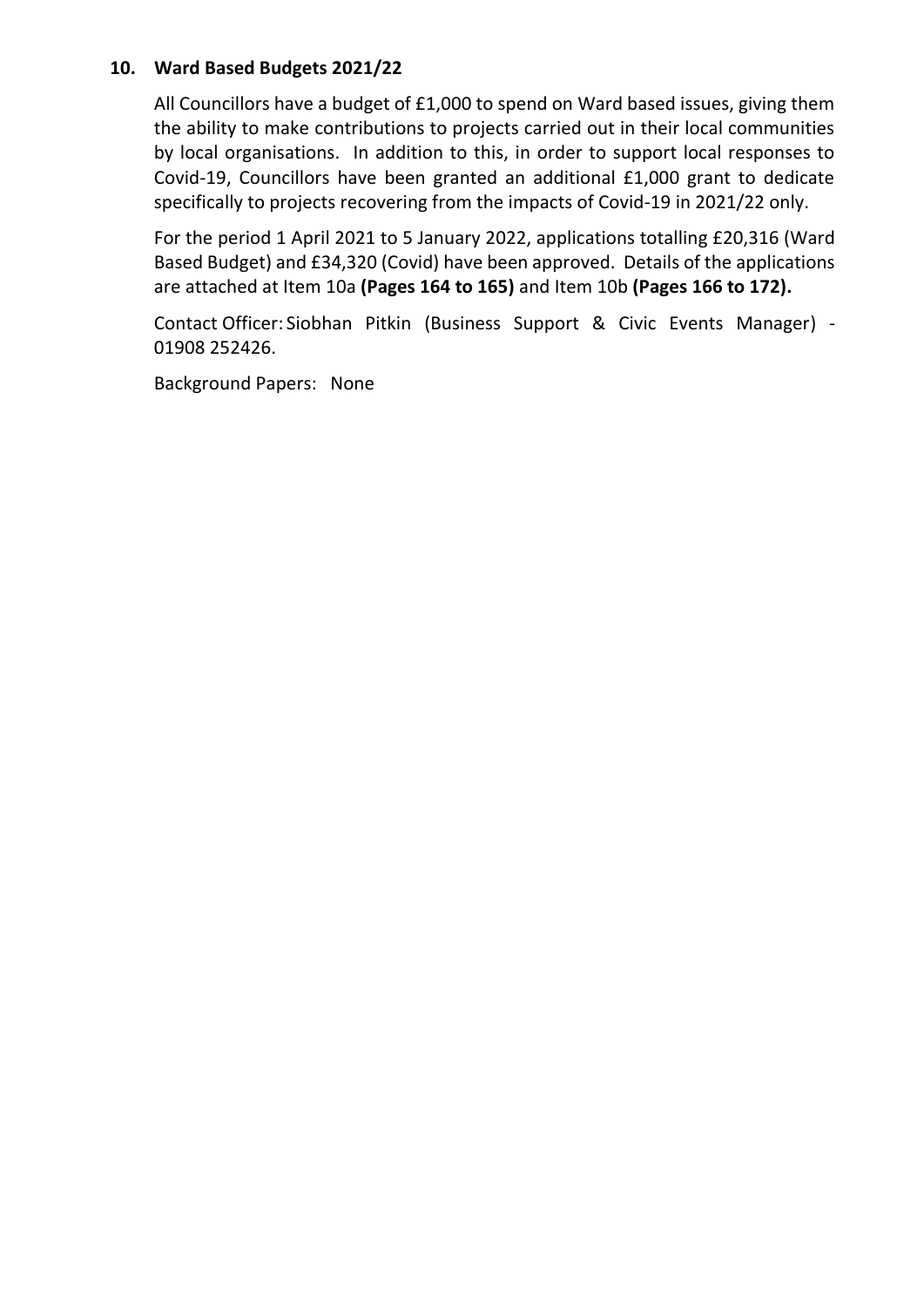## 10. Ward Based Budgets 2021/22

All Councillors have a budget of £1,000 to spend on Ward based issues, giving them the ability to make contributions to projects carried out in their local communities by local organisations. In addition to this, in order to support local responses to Covid-19, Councillors have been granted an additional £1,000 grant to dedicate specifically to projects recovering from the impacts of Covid-19 in 2021/22 only.

For the period 1 April 2021 to 5 January 2022, applications totalling £20,316 (Ward Based Budget) and £34,320 (Covid) have been approved. Details of the applications are attached at Item 10a **(Pages 164 to 165)** and Item 10b **(Pages 166 to 172).**

Contact Officer: Siobhan Pitkin (Business Support & Civic Events Manager) - 01908 252426.

Background Papers: None